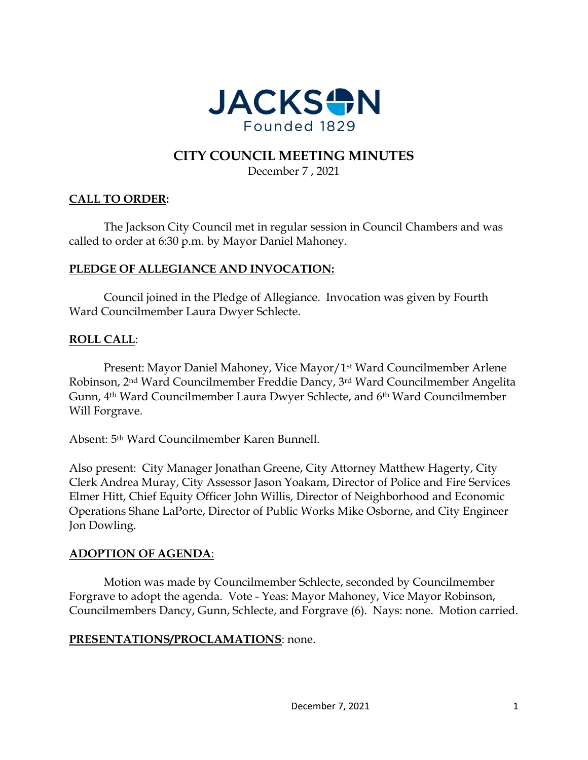# JACKSON
Founded 1829

## CITY COUNCIL MEETING MINUTES

December 7 , 2021

### CALL TO ORDER:

The Jackson City Council met in regular session in Council Chambers and was called to order at 6:30 p.m. by Mayor Daniel Mahoney.

### PLEDGE OF ALLEGIANCE AND INVOCATION:

Council joined in the Pledge of Allegiance. Invocation was given by Fourth Ward Councilmember Laura Dwyer Schlecte.

### ROLL CALL:

Present: Mayor Daniel Mahoney, Vice Mayor/1st Ward Councilmember Arlene Robinson, 2nd Ward Councilmember Freddie Dancy, 3rd Ward Councilmember Angelita Gunn, 4th Ward Councilmember Laura Dwyer Schlecte, and 6th Ward Councilmember Will Forgrave.

Absent: 5th Ward Councilmember Karen Bunnell.

Also present: City Manager Jonathan Greene, City Attorney Matthew Hagerty, City Clerk Andrea Muray, City Assessor Jason Yoakam, Director of Police and Fire Services Elmer Hitt, Chief Equity Officer John Willis, Director of Neighborhood and Economic Operations Shane LaPorte, Director of Public Works Mike Osborne, and City Engineer Jon Dowling.

### ADOPTION OF AGENDA:

Motion was made by Councilmember Schlecte, seconded by Councilmember Forgrave to adopt the agenda. Vote - Yeas: Mayor Mahoney, Vice Mayor Robinson, Councilmembers Dancy, Gunn, Schlecte, and Forgrave (6). Nays: none. Motion carried.

### PRESENTATIONS/PROCLAMATIONS: none.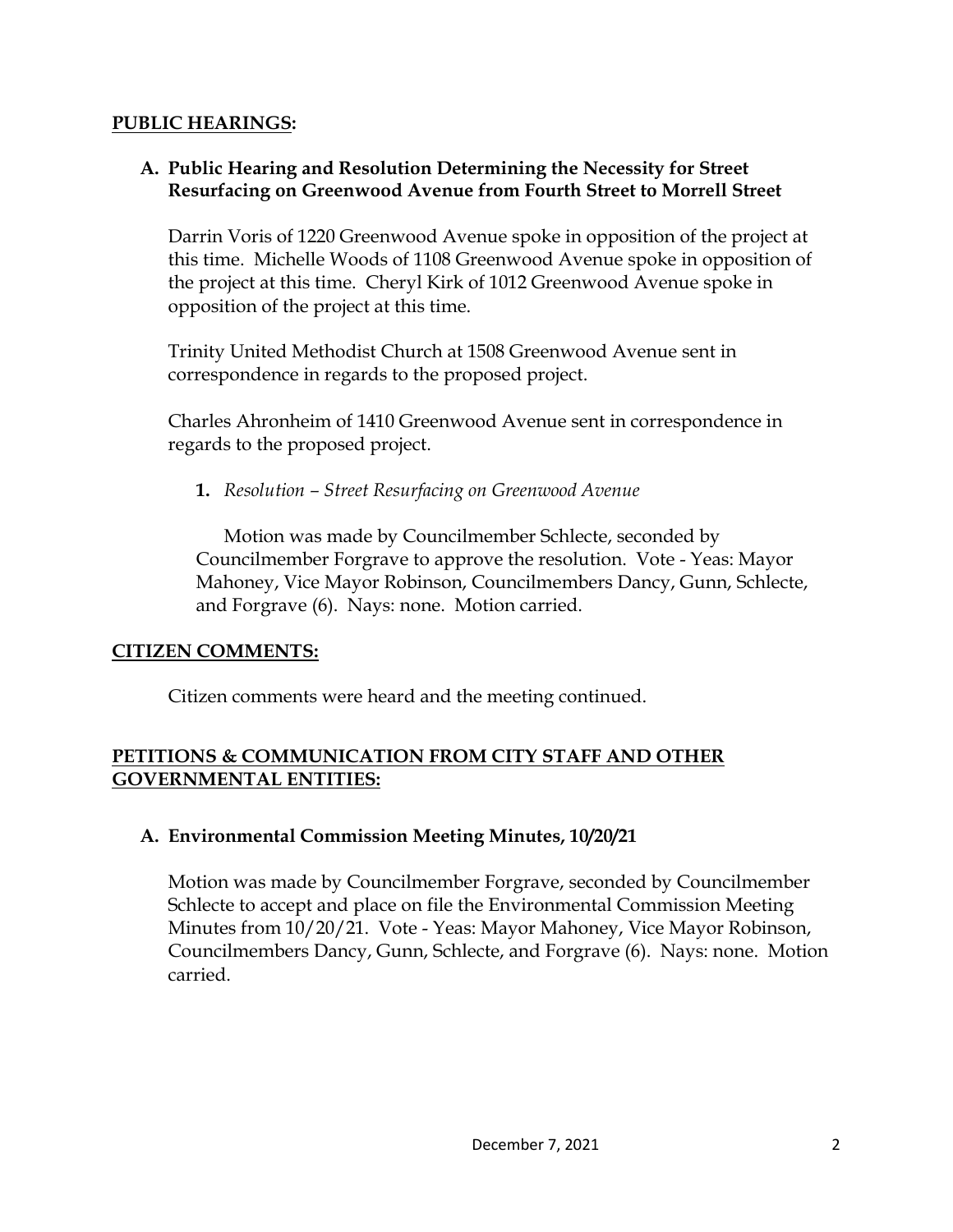## PUBLIC HEARINGS:

### A. Public Hearing and Resolution Determining the Necessity for Street Resurfacing on Greenwood Avenue from Fourth Street to Morrell Street

Darrin Voris of 1220 Greenwood Avenue spoke in opposition of the project at this time. Michelle Woods of 1108 Greenwood Avenue spoke in opposition of the project at this time. Cheryl Kirk of 1012 Greenwood Avenue spoke in opposition of the project at this time.

Trinity United Methodist Church at 1508 Greenwood Avenue sent in correspondence in regards to the proposed project.

Charles Ahronheim of 1410 Greenwood Avenue sent in correspondence in regards to the proposed project.

1. *Resolution – Street Resurfacing on Greenwood Avenue*

Motion was made by Councilmember Schlecte, seconded by Councilmember Forgrave to approve the resolution. Vote - Yeas: Mayor Mahoney, Vice Mayor Robinson, Councilmembers Dancy, Gunn, Schlecte, and Forgrave (6). Nays: none. Motion carried.

## CITIZEN COMMENTS:

Citizen comments were heard and the meeting continued.

## PETITIONS & COMMUNICATION FROM CITY STAFF AND OTHER GOVERNMENTAL ENTITIES:

### A. Environmental Commission Meeting Minutes, 10/20/21

Motion was made by Councilmember Forgrave, seconded by Councilmember Schlecte to accept and place on file the Environmental Commission Meeting Minutes from 10/20/21. Vote - Yeas: Mayor Mahoney, Vice Mayor Robinson, Councilmembers Dancy, Gunn, Schlecte, and Forgrave (6). Nays: none. Motion carried.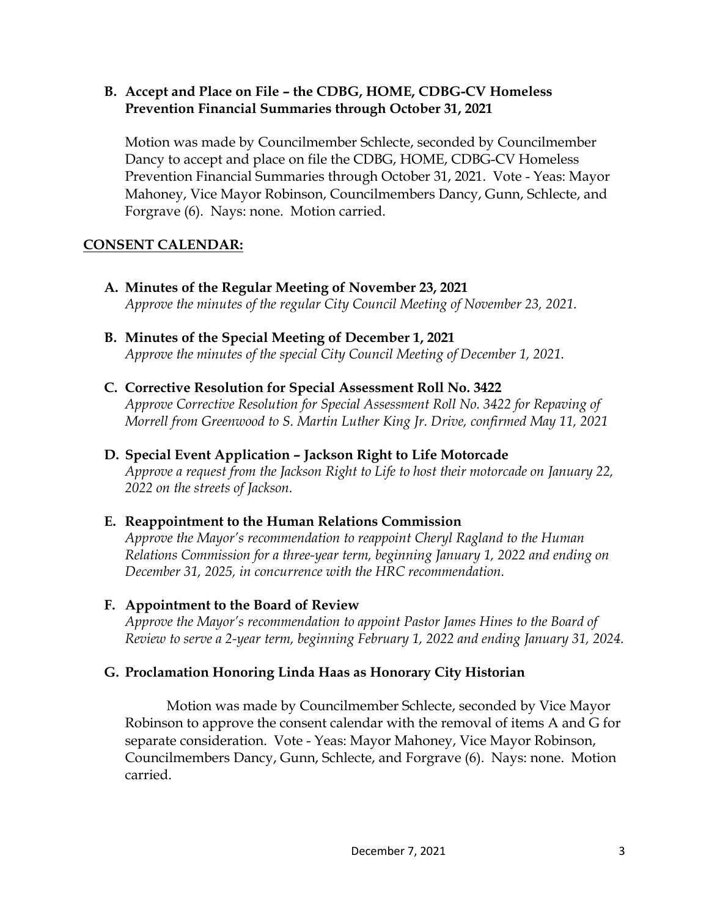**B. Accept and Place on File – the CDBG, HOME, CDBG-CV Homeless Prevention Financial Summaries through October 31, 2021**

Motion was made by Councilmember Schlecte, seconded by Councilmember Dancy to accept and place on file the CDBG, HOME, CDBG-CV Homeless Prevention Financial Summaries through October 31, 2021. Vote - Yeas: Mayor Mahoney, Vice Mayor Robinson, Councilmembers Dancy, Gunn, Schlecte, and Forgrave (6). Nays: none. Motion carried.

## CONSENT CALENDAR:

**A. Minutes of the Regular Meeting of November 23, 2021**
*Approve the minutes of the regular City Council Meeting of November 23, 2021.*

**B. Minutes of the Special Meeting of December 1, 2021**
*Approve the minutes of the special City Council Meeting of December 1, 2021.*

**C. Corrective Resolution for Special Assessment Roll No. 3422**
*Approve Corrective Resolution for Special Assessment Roll No. 3422 for Repaving of Morrell from Greenwood to S. Martin Luther King Jr. Drive, confirmed May 11, 2021*

**D. Special Event Application – Jackson Right to Life Motorcade**
*Approve a request from the Jackson Right to Life to host their motorcade on January 22, 2022 on the streets of Jackson.*

**E. Reappointment to the Human Relations Commission**
*Approve the Mayor's recommendation to reappoint Cheryl Ragland to the Human Relations Commission for a three-year term, beginning January 1, 2022 and ending on December 31, 2025, in concurrence with the HRC recommendation.*

**F. Appointment to the Board of Review**
*Approve the Mayor's recommendation to appoint Pastor James Hines to the Board of Review to serve a 2-year term, beginning February 1, 2022 and ending January 31, 2024.*

**G. Proclamation Honoring Linda Haas as Honorary City Historian**

Motion was made by Councilmember Schlecte, seconded by Vice Mayor Robinson to approve the consent calendar with the removal of items A and G for separate consideration. Vote - Yeas: Mayor Mahoney, Vice Mayor Robinson, Councilmembers Dancy, Gunn, Schlecte, and Forgrave (6). Nays: none. Motion carried.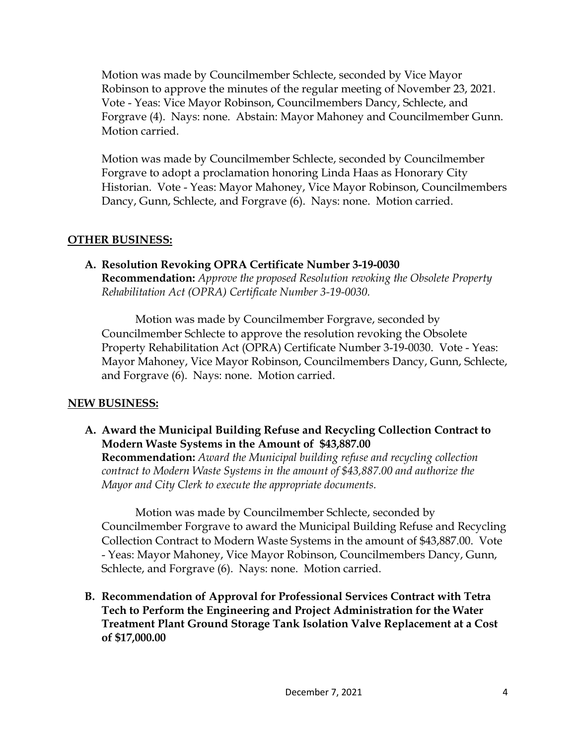Motion was made by Councilmember Schlecte, seconded by Vice Mayor Robinson to approve the minutes of the regular meeting of November 23, 2021. Vote - Yeas: Vice Mayor Robinson, Councilmembers Dancy, Schlecte, and Forgrave (4). Nays: none. Abstain: Mayor Mahoney and Councilmember Gunn. Motion carried.

Motion was made by Councilmember Schlecte, seconded by Councilmember Forgrave to adopt a proclamation honoring Linda Haas as Honorary City Historian. Vote - Yeas: Mayor Mahoney, Vice Mayor Robinson, Councilmembers Dancy, Gunn, Schlecte, and Forgrave (6). Nays: none. Motion carried.

## OTHER BUSINESS:

**A. Resolution Revoking OPRA Certificate Number 3-19-0030**
**Recommendation:** *Approve the proposed Resolution revoking the Obsolete Property Rehabilitation Act (OPRA) Certificate Number 3-19-0030.*

Motion was made by Councilmember Forgrave, seconded by Councilmember Schlecte to approve the resolution revoking the Obsolete Property Rehabilitation Act (OPRA) Certificate Number 3-19-0030. Vote - Yeas: Mayor Mahoney, Vice Mayor Robinson, Councilmembers Dancy, Gunn, Schlecte, and Forgrave (6). Nays: none. Motion carried.

## NEW BUSINESS:

**A. Award the Municipal Building Refuse and Recycling Collection Contract to Modern Waste Systems in the Amount of $43,887.00**
**Recommendation:** *Award the Municipal building refuse and recycling collection contract to Modern Waste Systems in the amount of $43,887.00 and authorize the Mayor and City Clerk to execute the appropriate documents.*

Motion was made by Councilmember Schlecte, seconded by Councilmember Forgrave to award the Municipal Building Refuse and Recycling Collection Contract to Modern Waste Systems in the amount of $43,887.00. Vote - Yeas: Mayor Mahoney, Vice Mayor Robinson, Councilmembers Dancy, Gunn, Schlecte, and Forgrave (6). Nays: none. Motion carried.

**B. Recommendation of Approval for Professional Services Contract with Tetra Tech to Perform the Engineering and Project Administration for the Water Treatment Plant Ground Storage Tank Isolation Valve Replacement at a Cost of $17,000.00**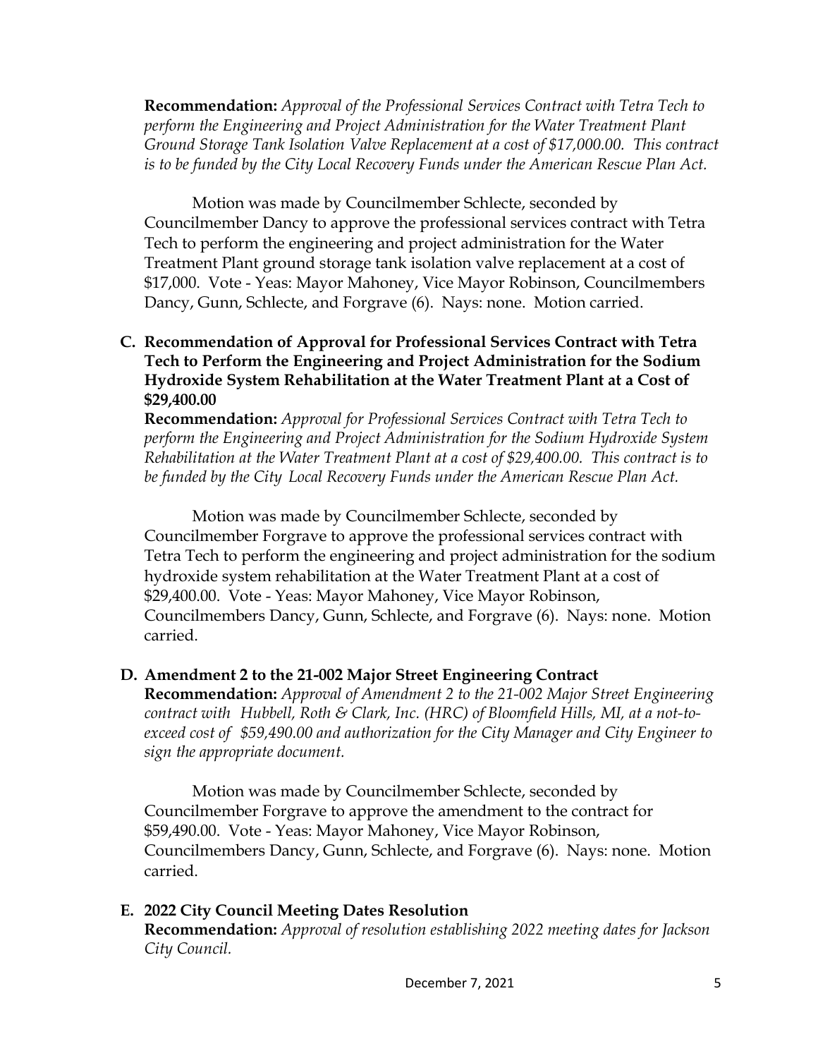**Recommendation:** *Approval of the Professional Services Contract with Tetra Tech to perform the Engineering and Project Administration for the Water Treatment Plant Ground Storage Tank Isolation Valve Replacement at a cost of $17,000.00. This contract is to be funded by the City Local Recovery Funds under the American Rescue Plan Act.*

Motion was made by Councilmember Schlecte, seconded by Councilmember Dancy to approve the professional services contract with Tetra Tech to perform the engineering and project administration for the Water Treatment Plant ground storage tank isolation valve replacement at a cost of $17,000. Vote - Yeas: Mayor Mahoney, Vice Mayor Robinson, Councilmembers Dancy, Gunn, Schlecte, and Forgrave (6). Nays: none. Motion carried.

**C. Recommendation of Approval for Professional Services Contract with Tetra Tech to Perform the Engineering and Project Administration for the Sodium Hydroxide System Rehabilitation at the Water Treatment Plant at a Cost of $29,400.00**

**Recommendation:** *Approval for Professional Services Contract with Tetra Tech to perform the Engineering and Project Administration for the Sodium Hydroxide System Rehabilitation at the Water Treatment Plant at a cost of $29,400.00. This contract is to be funded by the City Local Recovery Funds under the American Rescue Plan Act.*

Motion was made by Councilmember Schlecte, seconded by Councilmember Forgrave to approve the professional services contract with Tetra Tech to perform the engineering and project administration for the sodium hydroxide system rehabilitation at the Water Treatment Plant at a cost of $29,400.00. Vote - Yeas: Mayor Mahoney, Vice Mayor Robinson, Councilmembers Dancy, Gunn, Schlecte, and Forgrave (6). Nays: none. Motion carried.

**D. Amendment 2 to the 21-002 Major Street Engineering Contract**

**Recommendation:** *Approval of Amendment 2 to the 21-002 Major Street Engineering contract with Hubbell, Roth & Clark, Inc. (HRC) of Bloomfield Hills, MI, at a not-to-exceed cost of $59,490.00 and authorization for the City Manager and City Engineer to sign the appropriate document.*

Motion was made by Councilmember Schlecte, seconded by Councilmember Forgrave to approve the amendment to the contract for $59,490.00. Vote - Yeas: Mayor Mahoney, Vice Mayor Robinson, Councilmembers Dancy, Gunn, Schlecte, and Forgrave (6). Nays: none. Motion carried.

**E. 2022 City Council Meeting Dates Resolution**

**Recommendation:** *Approval of resolution establishing 2022 meeting dates for Jackson City Council.*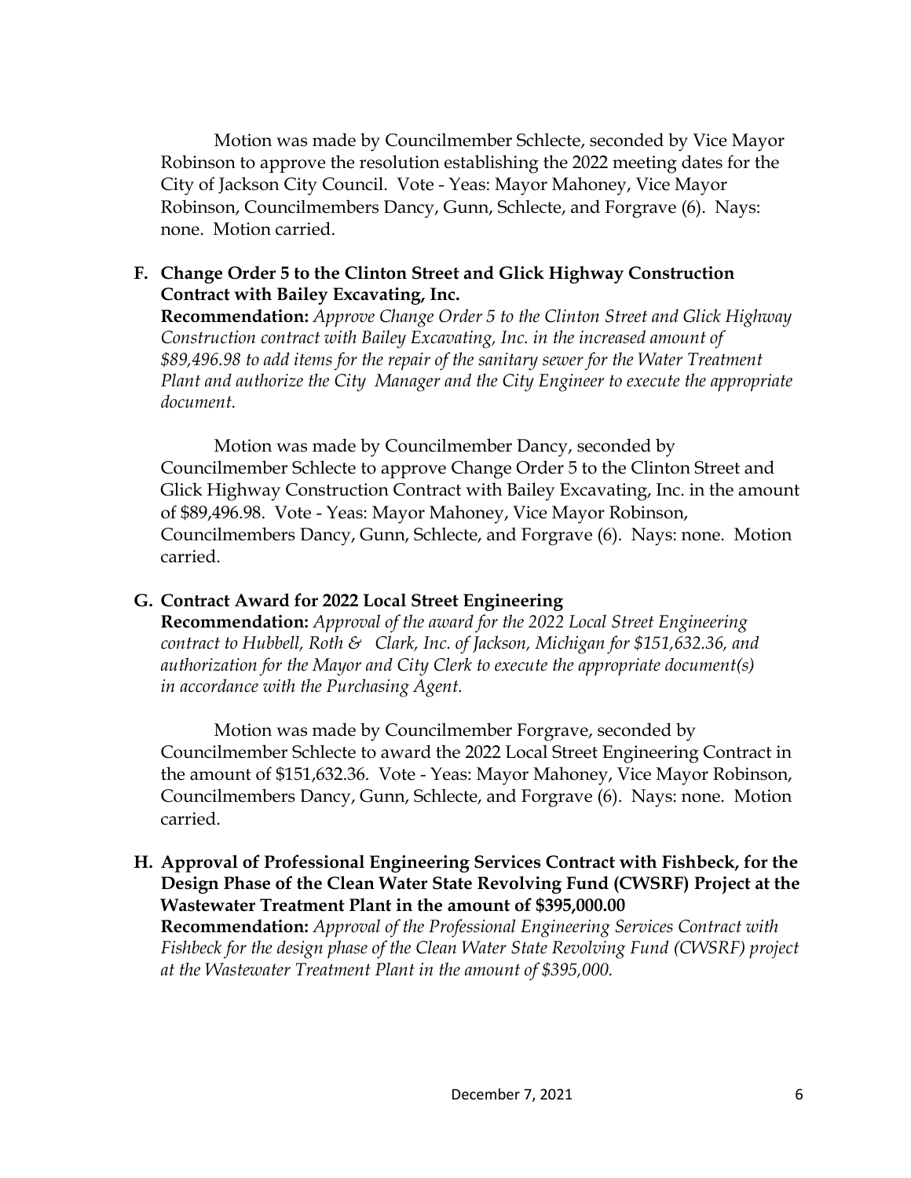Motion was made by Councilmember Schlecte, seconded by Vice Mayor Robinson to approve the resolution establishing the 2022 meeting dates for the City of Jackson City Council. Vote - Yeas: Mayor Mahoney, Vice Mayor Robinson, Councilmembers Dancy, Gunn, Schlecte, and Forgrave (6). Nays: none. Motion carried.

**F. Change Order 5 to the Clinton Street and Glick Highway Construction Contract with Bailey Excavating, Inc.**

**Recommendation:** *Approve Change Order 5 to the Clinton Street and Glick Highway Construction contract with Bailey Excavating, Inc. in the increased amount of $89,496.98 to add items for the repair of the sanitary sewer for the Water Treatment Plant and authorize the City Manager and the City Engineer to execute the appropriate document.*

Motion was made by Councilmember Dancy, seconded by Councilmember Schlecte to approve Change Order 5 to the Clinton Street and Glick Highway Construction Contract with Bailey Excavating, Inc. in the amount of $89,496.98. Vote - Yeas: Mayor Mahoney, Vice Mayor Robinson, Councilmembers Dancy, Gunn, Schlecte, and Forgrave (6). Nays: none. Motion carried.

**G. Contract Award for 2022 Local Street Engineering**

**Recommendation:** *Approval of the award for the 2022 Local Street Engineering contract to Hubbell, Roth & Clark, Inc. of Jackson, Michigan for $151,632.36, and authorization for the Mayor and City Clerk to execute the appropriate document(s) in accordance with the Purchasing Agent.*

Motion was made by Councilmember Forgrave, seconded by Councilmember Schlecte to award the 2022 Local Street Engineering Contract in the amount of $151,632.36. Vote - Yeas: Mayor Mahoney, Vice Mayor Robinson, Councilmembers Dancy, Gunn, Schlecte, and Forgrave (6). Nays: none. Motion carried.

**H. Approval of Professional Engineering Services Contract with Fishbeck, for the Design Phase of the Clean Water State Revolving Fund (CWSRF) Project at the Wastewater Treatment Plant in the amount of $395,000.00**

**Recommendation:** *Approval of the Professional Engineering Services Contract with Fishbeck for the design phase of the Clean Water State Revolving Fund (CWSRF) project at the Wastewater Treatment Plant in the amount of $395,000.*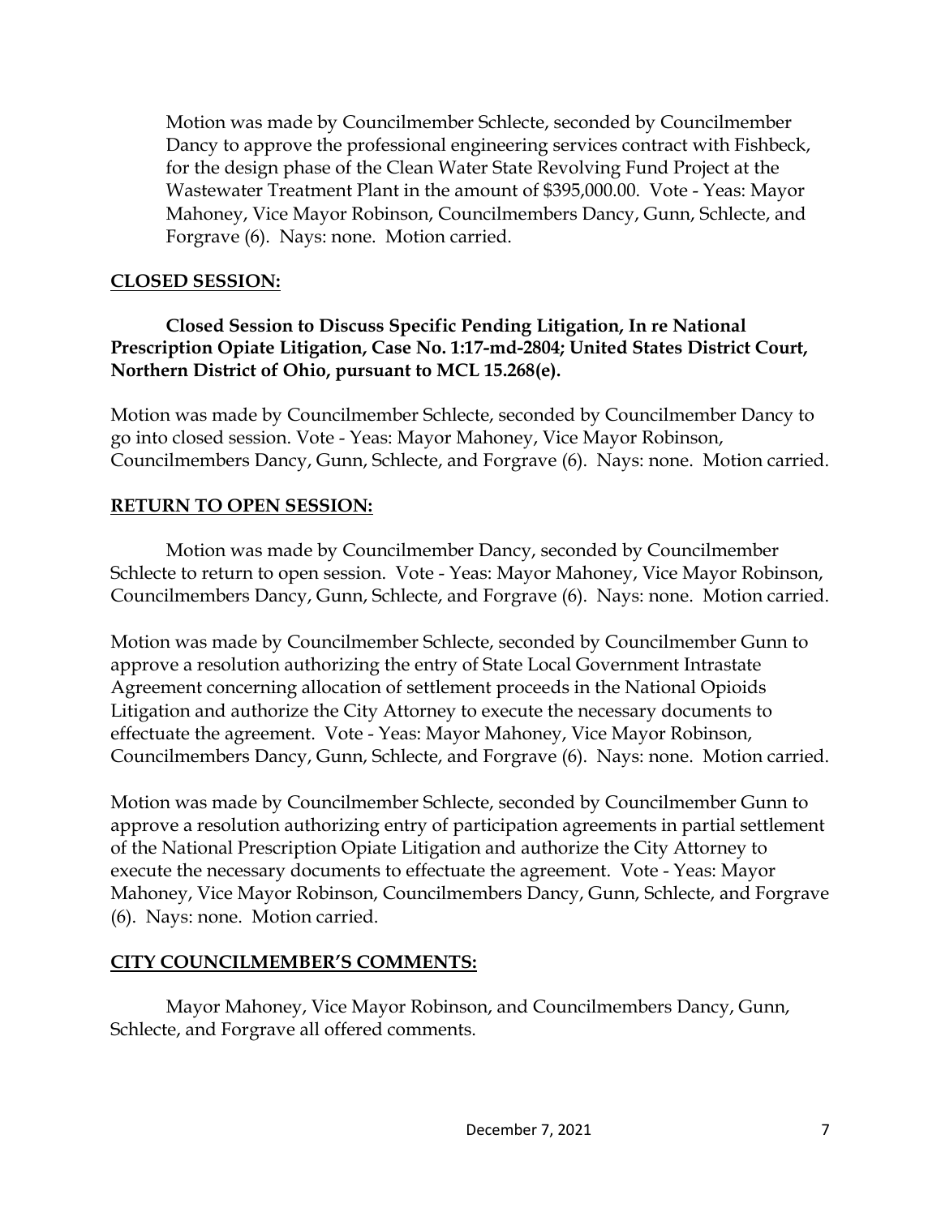Motion was made by Councilmember Schlecte, seconded by Councilmember Dancy to approve the professional engineering services contract with Fishbeck, for the design phase of the Clean Water State Revolving Fund Project at the Wastewater Treatment Plant in the amount of $395,000.00. Vote - Yeas: Mayor Mahoney, Vice Mayor Robinson, Councilmembers Dancy, Gunn, Schlecte, and Forgrave (6). Nays: none. Motion carried.

**CLOSED SESSION:**

**Closed Session to Discuss Specific Pending Litigation, In re National Prescription Opiate Litigation, Case No. 1:17-md-2804; United States District Court, Northern District of Ohio, pursuant to MCL 15.268(e).**

Motion was made by Councilmember Schlecte, seconded by Councilmember Dancy to go into closed session. Vote - Yeas: Mayor Mahoney, Vice Mayor Robinson, Councilmembers Dancy, Gunn, Schlecte, and Forgrave (6). Nays: none. Motion carried.

**RETURN TO OPEN SESSION:**

Motion was made by Councilmember Dancy, seconded by Councilmember Schlecte to return to open session. Vote - Yeas: Mayor Mahoney, Vice Mayor Robinson, Councilmembers Dancy, Gunn, Schlecte, and Forgrave (6). Nays: none. Motion carried.

Motion was made by Councilmember Schlecte, seconded by Councilmember Gunn to approve a resolution authorizing the entry of State Local Government Intrastate Agreement concerning allocation of settlement proceeds in the National Opioids Litigation and authorize the City Attorney to execute the necessary documents to effectuate the agreement. Vote - Yeas: Mayor Mahoney, Vice Mayor Robinson, Councilmembers Dancy, Gunn, Schlecte, and Forgrave (6). Nays: none. Motion carried.

Motion was made by Councilmember Schlecte, seconded by Councilmember Gunn to approve a resolution authorizing entry of participation agreements in partial settlement of the National Prescription Opiate Litigation and authorize the City Attorney to execute the necessary documents to effectuate the agreement. Vote - Yeas: Mayor Mahoney, Vice Mayor Robinson, Councilmembers Dancy, Gunn, Schlecte, and Forgrave (6). Nays: none. Motion carried.

**CITY COUNCILMEMBER'S COMMENTS:**

Mayor Mahoney, Vice Mayor Robinson, and Councilmembers Dancy, Gunn, Schlecte, and Forgrave all offered comments.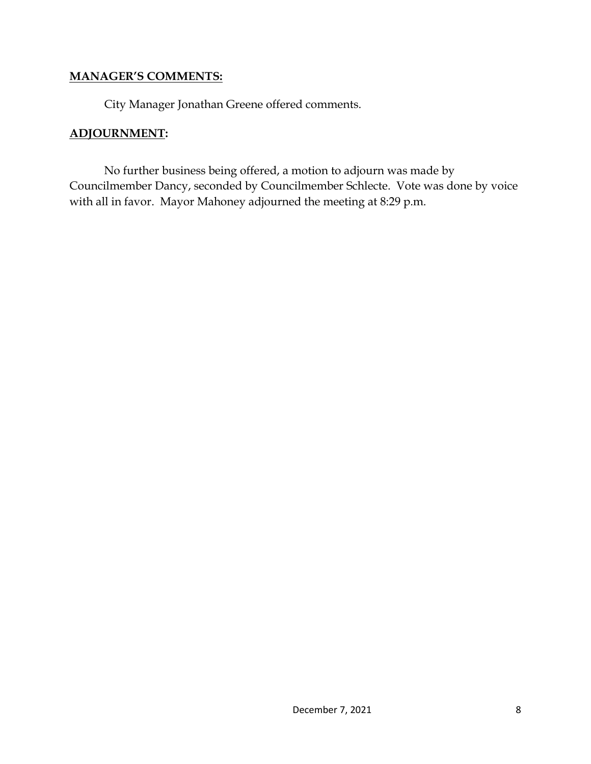**MANAGER'S COMMENTS:**

City Manager Jonathan Greene offered comments.

**ADJOURNMENT:**

No further business being offered, a motion to adjourn was made by Councilmember Dancy, seconded by Councilmember Schlecte. Vote was done by voice with all in favor. Mayor Mahoney adjourned the meeting at 8:29 p.m.